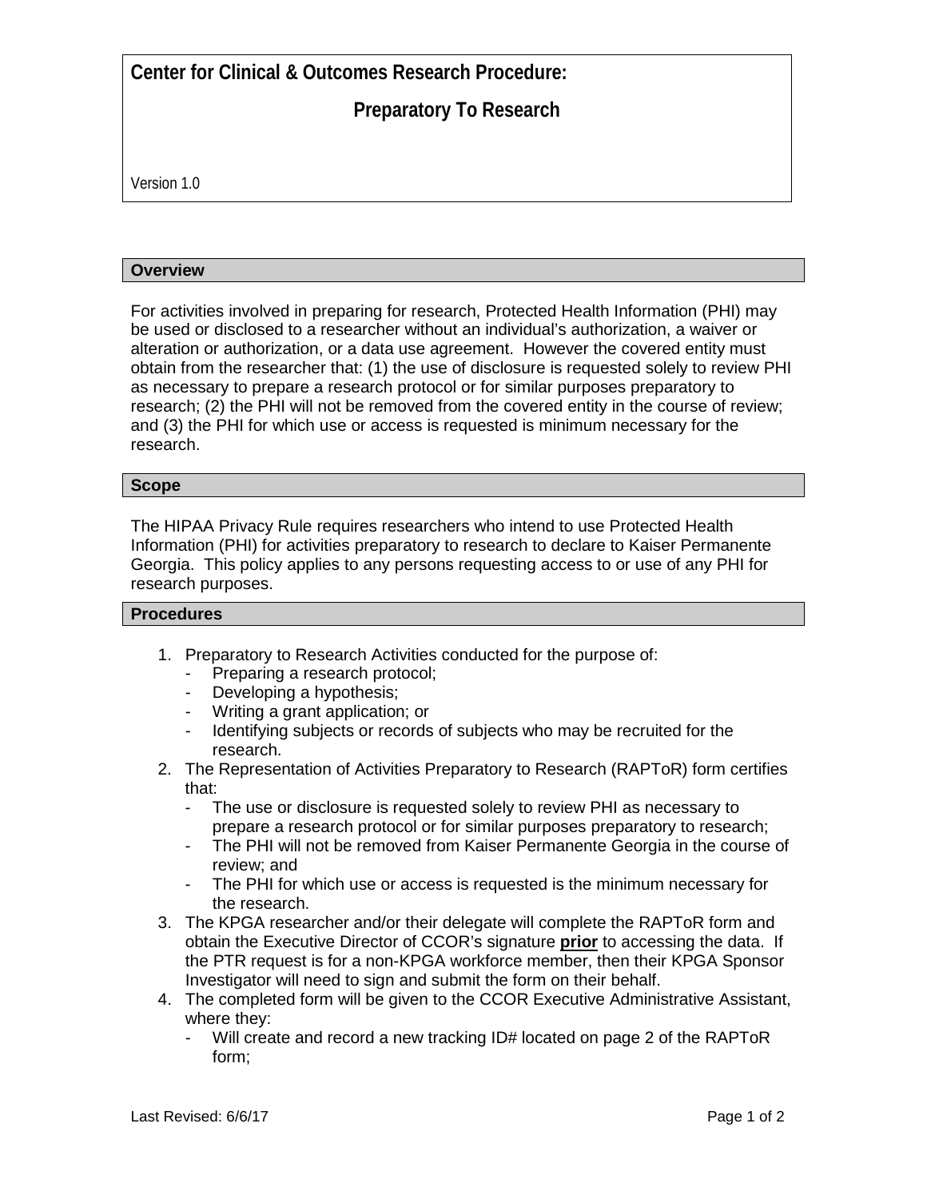# Center for Clinical & Outcomes Research Procedure:

## Preparatory To Research

Version 1.0

### Overview

For activities involved in preparing for research, Protected Health Information (PHI) may be used or disclosed to a researcher without an individual's authorization, a waiver or alteration or authorization, or a data use agreement. However the covered entity must obtain from the researcher that: (1) the use of disclosure is requested solely to review PHI as necessary to prepare a research protocol or for similar purposes preparatory to research; (2) the PHI will not be removed from the covered entity in the course of review; and (3) the PHI for which use or access is requested is minimum necessary for the research.

### Scope

The HIPAA Privacy Rule requires researchers who intend to use Protected Health Information (PHI) for activities preparatory to research to declare to Kaiser Permanente Georgia. This policy applies to any persons requesting access to or use of any PHI for research purposes.

### Procedures

1. Preparatory to Research Activities conducted for the purpose of:
   - Preparing a research protocol;
   - Developing a hypothesis;
   - Writing a grant application; or
   - Identifying subjects or records of subjects who may be recruited for the research.
2. The Representation of Activities Preparatory to Research (RAPToR) form certifies that:
   - The use or disclosure is requested solely to review PHI as necessary to prepare a research protocol or for similar purposes preparatory to research;
   - The PHI will not be removed from Kaiser Permanente Georgia in the course of review; and
   - The PHI for which use or access is requested is the minimum necessary for the research.
3. The KPGA researcher and/or their delegate will complete the RAPToR form and obtain the Executive Director of CCOR's signature **prior** to accessing the data. If the PTR request is for a non-KPGA workforce member, then their KPGA Sponsor Investigator will need to sign and submit the form on their behalf.
4. The completed form will be given to the CCOR Executive Administrative Assistant, where they:
   - Will create and record a new tracking ID# located on page 2 of the RAPToR form;

Last Revised: 6/6/17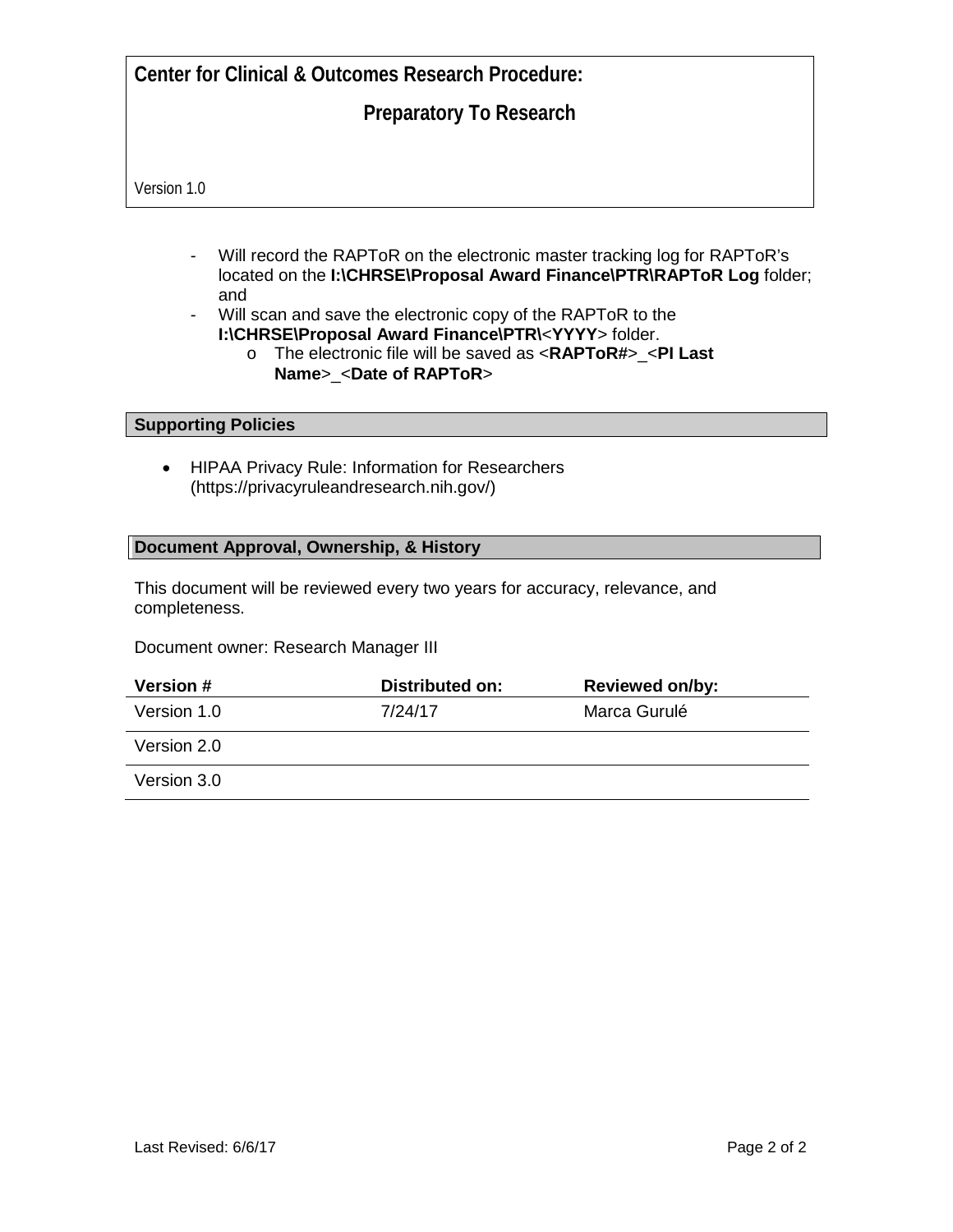- Will record the RAPToR on the electronic master tracking log for RAPToR's located on the **I:\CHRSE\Proposal Award Finance\PTR\RAPToR Log** folder; and
- Will scan and save the electronic copy of the RAPToR to the **I:\CHRSE\Proposal Award Finance\PTR\**<**YYYY**> folder.
  - The electronic file will be saved as <**RAPToR#**>_<**PI Last Name**>_<**Date of RAPToR**>

## Supporting Policies

- HIPAA Privacy Rule: Information for Researchers (https://privacyruleandresearch.nih.gov/)

## Document Approval, Ownership, & History

This document will be reviewed every two years for accuracy, relevance, and completeness.

Document owner: Research Manager III

| Version # | Distributed on: | Reviewed on/by: |
|---|---|---|
| Version 1.0 | 7/24/17 | Marca Gurulé |
| Version 2.0 | | |
| Version 3.0 | | |